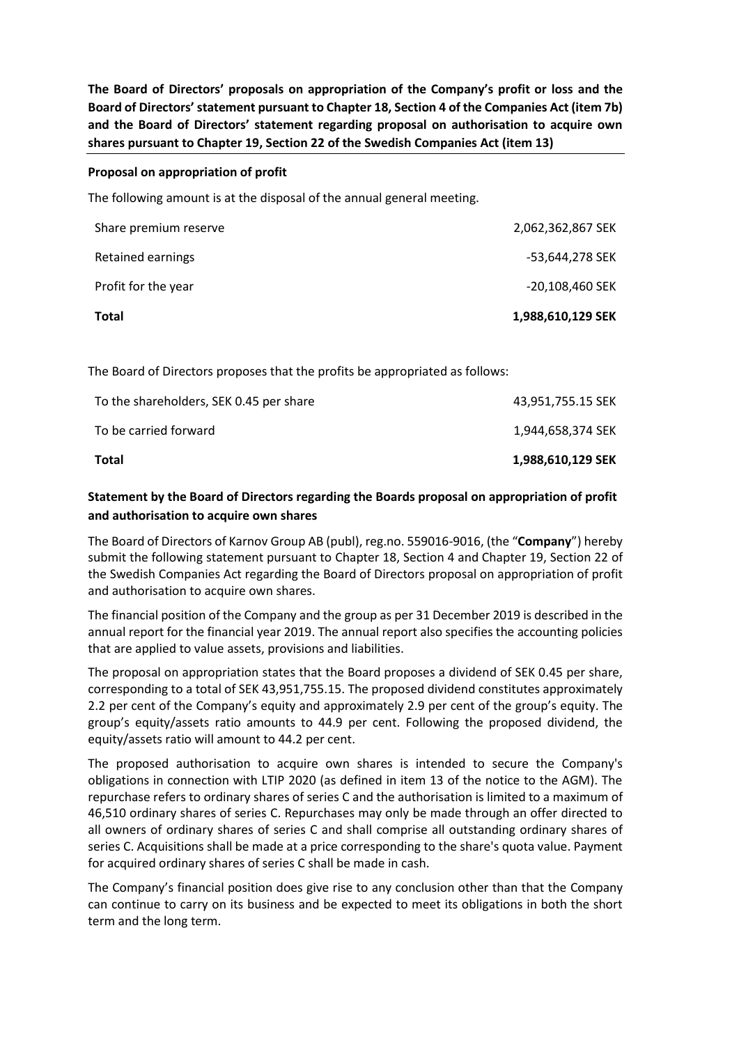**The Board of Directors' proposals on appropriation of the Company's profit or loss and the Board of Directors' statement pursuant to Chapter 18, Section 4 of the Companies Act (item 7b) and the Board of Directors' statement regarding proposal on authorisation to acquire own shares pursuant to Chapter 19, Section 22 of the Swedish Companies Act (item 13)**

**Proposal on appropriation of profit**

The following amount is at the disposal of the annual general meeting.

| | |
|---|---|
| Share premium reserve | 2,062,362,867 SEK |
| Retained earnings | -53,644,278 SEK |
| Profit for the year | -20,108,460 SEK |
| **Total** | **1,988,610,129 SEK** |

The Board of Directors proposes that the profits be appropriated as follows:

| | |
|---|---|
| To the shareholders, SEK 0.45 per share | 43,951,755.15 SEK |
| To be carried forward | 1,944,658,374 SEK |
| **Total** | **1,988,610,129 SEK** |

**Statement by the Board of Directors regarding the Boards proposal on appropriation of profit and authorisation to acquire own shares**

The Board of Directors of Karnov Group AB (publ), reg.no. 559016-9016, (the "**Company**") hereby submit the following statement pursuant to Chapter 18, Section 4 and Chapter 19, Section 22 of the Swedish Companies Act regarding the Board of Directors proposal on appropriation of profit and authorisation to acquire own shares.

The financial position of the Company and the group as per 31 December 2019 is described in the annual report for the financial year 2019. The annual report also specifies the accounting policies that are applied to value assets, provisions and liabilities.

The proposal on appropriation states that the Board proposes a dividend of SEK 0.45 per share, corresponding to a total of SEK 43,951,755.15. The proposed dividend constitutes approximately 2.2 per cent of the Company's equity and approximately 2.9 per cent of the group's equity. The group's equity/assets ratio amounts to 44.9 per cent. Following the proposed dividend, the equity/assets ratio will amount to 44.2 per cent.

The proposed authorisation to acquire own shares is intended to secure the Company's obligations in connection with LTIP 2020 (as defined in item 13 of the notice to the AGM). The repurchase refers to ordinary shares of series C and the authorisation is limited to a maximum of 46,510 ordinary shares of series C. Repurchases may only be made through an offer directed to all owners of ordinary shares of series C and shall comprise all outstanding ordinary shares of series C. Acquisitions shall be made at a price corresponding to the share's quota value. Payment for acquired ordinary shares of series C shall be made in cash.

The Company's financial position does give rise to any conclusion other than that the Company can continue to carry on its business and be expected to meet its obligations in both the short term and the long term.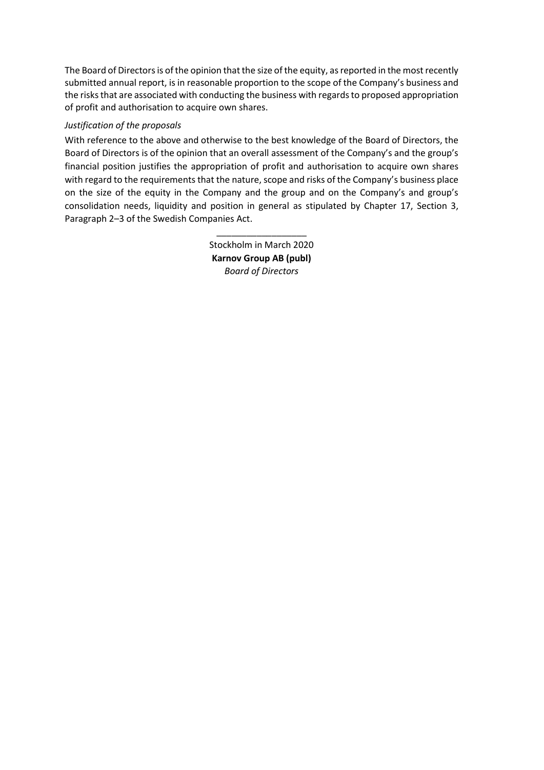The Board of Directors is of the opinion that the size of the equity, as reported in the most recently submitted annual report, is in reasonable proportion to the scope of the Company's business and the risks that are associated with conducting the business with regards to proposed appropriation of profit and authorisation to acquire own shares.

*Justification of the proposals*

With reference to the above and otherwise to the best knowledge of the Board of Directors, the Board of Directors is of the opinion that an overall assessment of the Company's and the group's financial position justifies the appropriation of profit and authorisation to acquire own shares with regard to the requirements that the nature, scope and risks of the Company's business place on the size of the equity in the Company and the group and on the Company's and group's consolidation needs, liquidity and position in general as stipulated by Chapter 17, Section 3, Paragraph 2–3 of the Swedish Companies Act.

\_\_\_\_\_\_\_\_\_\_\_\_\_\_\_\_\_\_

Stockholm in March 2020

**Karnov Group AB (publ)**

*Board of Directors*